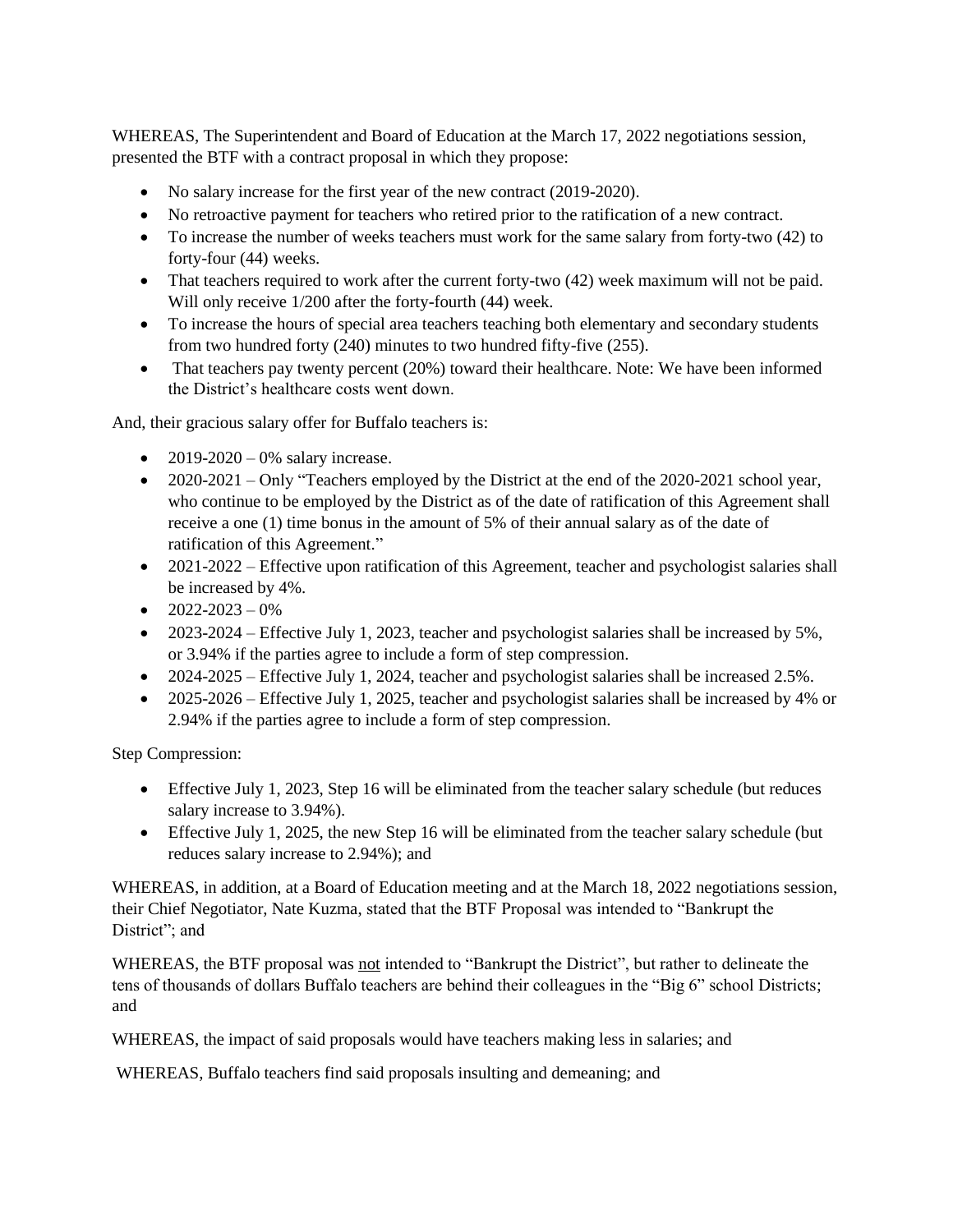WHEREAS, The Superintendent and Board of Education at the March 17, 2022 negotiations session, presented the BTF with a contract proposal in which they propose:

- No salary increase for the first year of the new contract (2019-2020).
- No retroactive payment for teachers who retired prior to the ratification of a new contract.
- To increase the number of weeks teachers must work for the same salary from forty-two (42) to forty-four (44) weeks.
- That teachers required to work after the current forty-two (42) week maximum will not be paid. Will only receive 1/200 after the forty-fourth (44) week.
- To increase the hours of special area teachers teaching both elementary and secondary students from two hundred forty (240) minutes to two hundred fifty-five (255).
- That teachers pay twenty percent (20%) toward their healthcare. Note: We have been informed the District's healthcare costs went down.

And, their gracious salary offer for Buffalo teachers is:

- 2019-2020 – 0% salary increase.
- 2020-2021 – Only "Teachers employed by the District at the end of the 2020-2021 school year, who continue to be employed by the District as of the date of ratification of this Agreement shall receive a one (1) time bonus in the amount of 5% of their annual salary as of the date of ratification of this Agreement."
- 2021-2022 – Effective upon ratification of this Agreement, teacher and psychologist salaries shall be increased by 4%.
- 2022-2023 – 0%
- 2023-2024 – Effective July 1, 2023, teacher and psychologist salaries shall be increased by 5%, or 3.94% if the parties agree to include a form of step compression.
- 2024-2025 – Effective July 1, 2024, teacher and psychologist salaries shall be increased 2.5%.
- 2025-2026 – Effective July 1, 2025, teacher and psychologist salaries shall be increased by 4% or 2.94% if the parties agree to include a form of step compression.

Step Compression:

- Effective July 1, 2023, Step 16 will be eliminated from the teacher salary schedule (but reduces salary increase to 3.94%).
- Effective July 1, 2025, the new Step 16 will be eliminated from the teacher salary schedule (but reduces salary increase to 2.94%); and

WHEREAS, in addition, at a Board of Education meeting and at the March 18, 2022 negotiations session, their Chief Negotiator, Nate Kuzma, stated that the BTF Proposal was intended to "Bankrupt the District"; and

WHEREAS, the BTF proposal was <u>not</u> intended to "Bankrupt the District", but rather to delineate the tens of thousands of dollars Buffalo teachers are behind their colleagues in the "Big 6" school Districts; and

WHEREAS, the impact of said proposals would have teachers making less in salaries; and

WHEREAS, Buffalo teachers find said proposals insulting and demeaning; and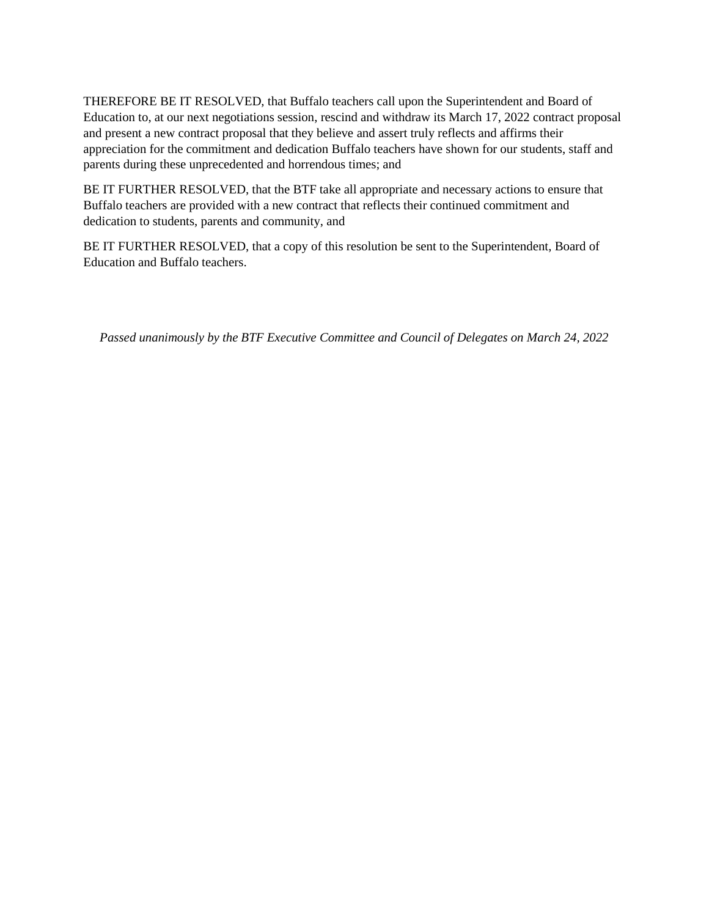THEREFORE BE IT RESOLVED, that Buffalo teachers call upon the Superintendent and Board of Education to, at our next negotiations session, rescind and withdraw its March 17, 2022 contract proposal and present a new contract proposal that they believe and assert truly reflects and affirms their appreciation for the commitment and dedication Buffalo teachers have shown for our students, staff and parents during these unprecedented and horrendous times; and

BE IT FURTHER RESOLVED, that the BTF take all appropriate and necessary actions to ensure that Buffalo teachers are provided with a new contract that reflects their continued commitment and dedication to students, parents and community, and

BE IT FURTHER RESOLVED, that a copy of this resolution be sent to the Superintendent, Board of Education and Buffalo teachers.

*Passed unanimously by the BTF Executive Committee and Council of Delegates on March 24, 2022*